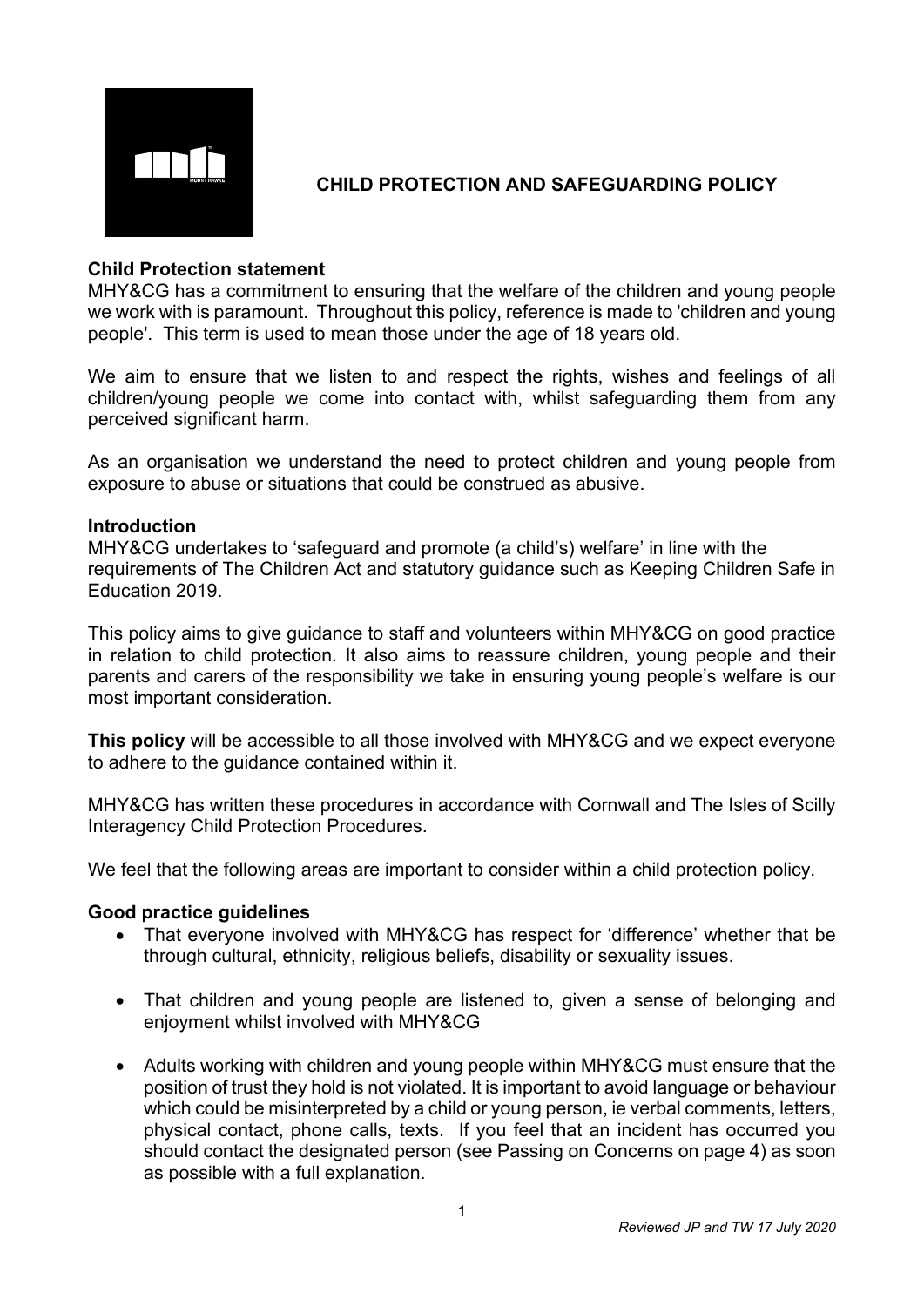# CHILD PROTECTION AND SAFEGUARDING POLICY

**Child Protection statement**

MHY&CG has a commitment to ensuring that the welfare of the children and young people we work with is paramount. Throughout this policy, reference is made to 'children and young people'. This term is used to mean those under the age of 18 years old.

We aim to ensure that we listen to and respect the rights, wishes and feelings of all children/young people we come into contact with, whilst safeguarding them from any perceived significant harm.

As an organisation we understand the need to protect children and young people from exposure to abuse or situations that could be construed as abusive.

**Introduction**

MHY&CG undertakes to 'safeguard and promote (a child's) welfare' in line with the requirements of The Children Act and statutory guidance such as Keeping Children Safe in Education 2019.

This policy aims to give guidance to staff and volunteers within MHY&CG on good practice in relation to child protection. It also aims to reassure children, young people and their parents and carers of the responsibility we take in ensuring young people's welfare is our most important consideration.

**This policy** will be accessible to all those involved with MHY&CG and we expect everyone to adhere to the guidance contained within it.

MHY&CG has written these procedures in accordance with Cornwall and The Isles of Scilly Interagency Child Protection Procedures.

We feel that the following areas are important to consider within a child protection policy.

**Good practice guidelines**

- That everyone involved with MHY&CG has respect for 'difference' whether that be through cultural, ethnicity, religious beliefs, disability or sexuality issues.
- That children and young people are listened to, given a sense of belonging and enjoyment whilst involved with MHY&CG
- Adults working with children and young people within MHY&CG must ensure that the position of trust they hold is not violated. It is important to avoid language or behaviour which could be misinterpreted by a child or young person, ie verbal comments, letters, physical contact, phone calls, texts. If you feel that an incident has occurred you should contact the designated person (see Passing on Concerns on page 4) as soon as possible with a full explanation.

*Reviewed JP and TW 17 July 2020*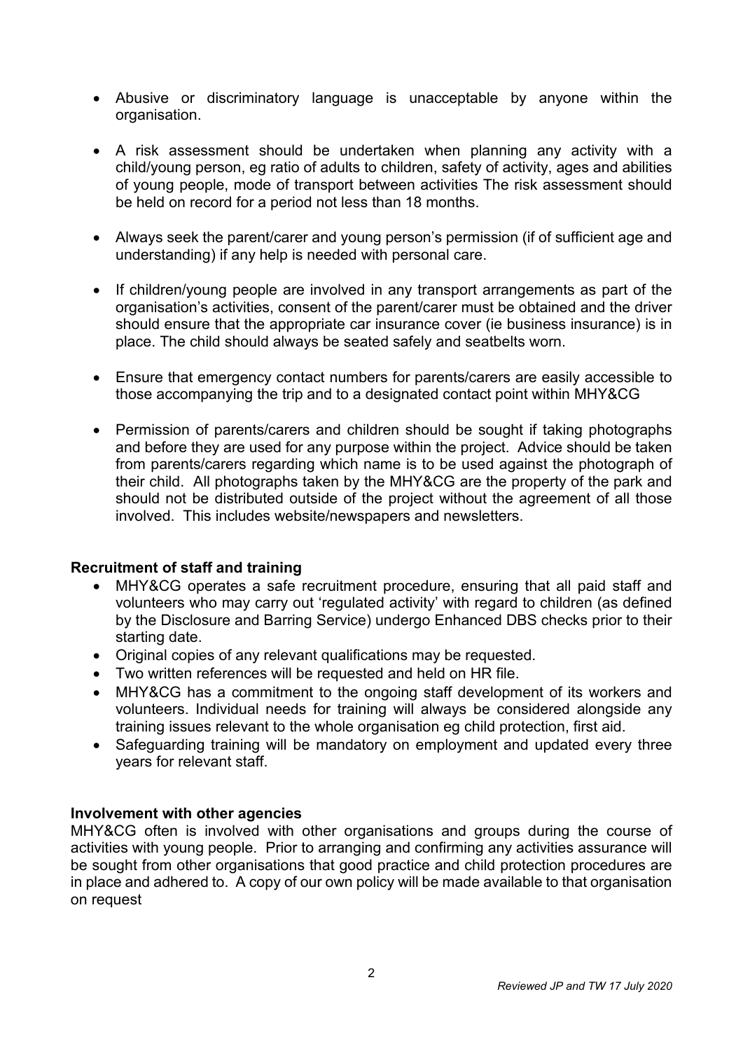- Abusive or discriminatory language is unacceptable by anyone within the organisation.

- A risk assessment should be undertaken when planning any activity with a child/young person, eg ratio of adults to children, safety of activity, ages and abilities of young people, mode of transport between activities The risk assessment should be held on record for a period not less than 18 months.

- Always seek the parent/carer and young person's permission (if of sufficient age and understanding) if any help is needed with personal care.

- If children/young people are involved in any transport arrangements as part of the organisation's activities, consent of the parent/carer must be obtained and the driver should ensure that the appropriate car insurance cover (ie business insurance) is in place. The child should always be seated safely and seatbelts worn.

- Ensure that emergency contact numbers for parents/carers are easily accessible to those accompanying the trip and to a designated contact point within MHY&CG

- Permission of parents/carers and children should be sought if taking photographs and before they are used for any purpose within the project. Advice should be taken from parents/carers regarding which name is to be used against the photograph of their child. All photographs taken by the MHY&CG are the property of the park and should not be distributed outside of the project without the agreement of all those involved. This includes website/newspapers and newsletters.

**Recruitment of staff and training**

- MHY&CG operates a safe recruitment procedure, ensuring that all paid staff and volunteers who may carry out 'regulated activity' with regard to children (as defined by the Disclosure and Barring Service) undergo Enhanced DBS checks prior to their starting date.
- Original copies of any relevant qualifications may be requested.
- Two written references will be requested and held on HR file.
- MHY&CG has a commitment to the ongoing staff development of its workers and volunteers. Individual needs for training will always be considered alongside any training issues relevant to the whole organisation eg child protection, first aid.
- Safeguarding training will be mandatory on employment and updated every three years for relevant staff.

**Involvement with other agencies**

MHY&CG often is involved with other organisations and groups during the course of activities with young people. Prior to arranging and confirming any activities assurance will be sought from other organisations that good practice and child protection procedures are in place and adhered to. A copy of our own policy will be made available to that organisation on request

*Reviewed JP and TW 17 July 2020*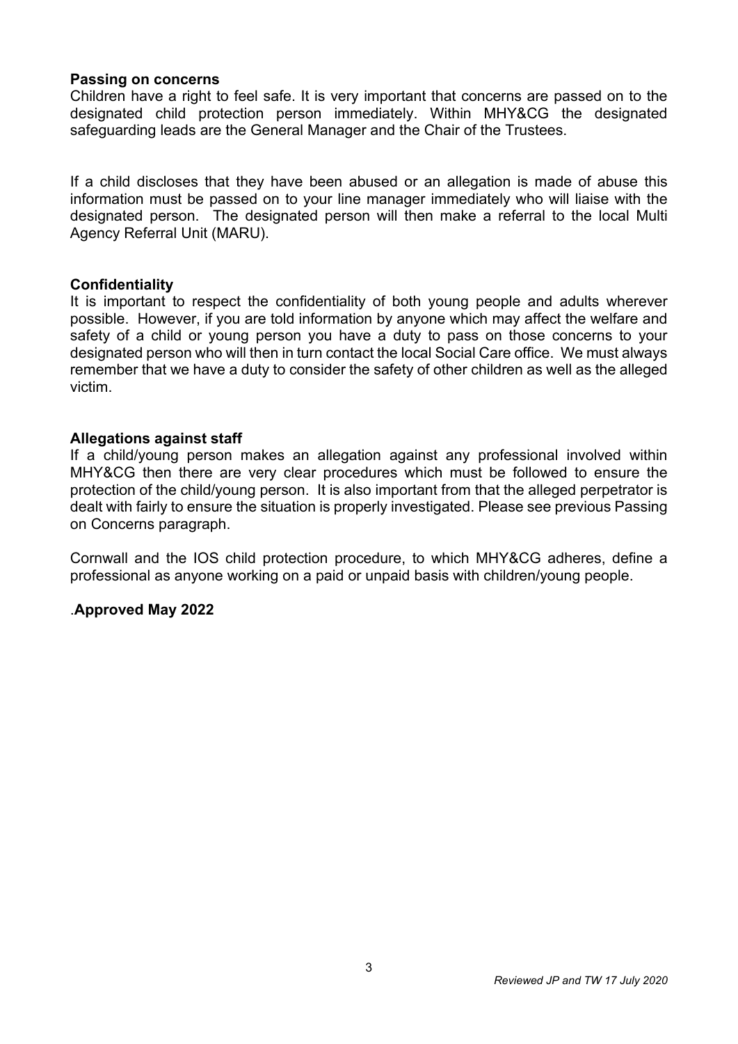**Passing on concerns**

Children have a right to feel safe. It is very important that concerns are passed on to the designated child protection person immediately. Within MHY&CG the designated safeguarding leads are the General Manager and the Chair of the Trustees.

If a child discloses that they have been abused or an allegation is made of abuse this information must be passed on to your line manager immediately who will liaise with the designated person. The designated person will then make a referral to the local Multi Agency Referral Unit (MARU).

**Confidentiality**

It is important to respect the confidentiality of both young people and adults wherever possible. However, if you are told information by anyone which may affect the welfare and safety of a child or young person you have a duty to pass on those concerns to your designated person who will then in turn contact the local Social Care office. We must always remember that we have a duty to consider the safety of other children as well as the alleged victim.

**Allegations against staff**

If a child/young person makes an allegation against any professional involved within MHY&CG then there are very clear procedures which must be followed to ensure the protection of the child/young person. It is also important from that the alleged perpetrator is dealt with fairly to ensure the situation is properly investigated. Please see previous Passing on Concerns paragraph.

Cornwall and the IOS child protection procedure, to which MHY&CG adheres, define a professional as anyone working on a paid or unpaid basis with children/young people.

.**Approved May 2022**

*Reviewed JP and TW 17 July 2020*